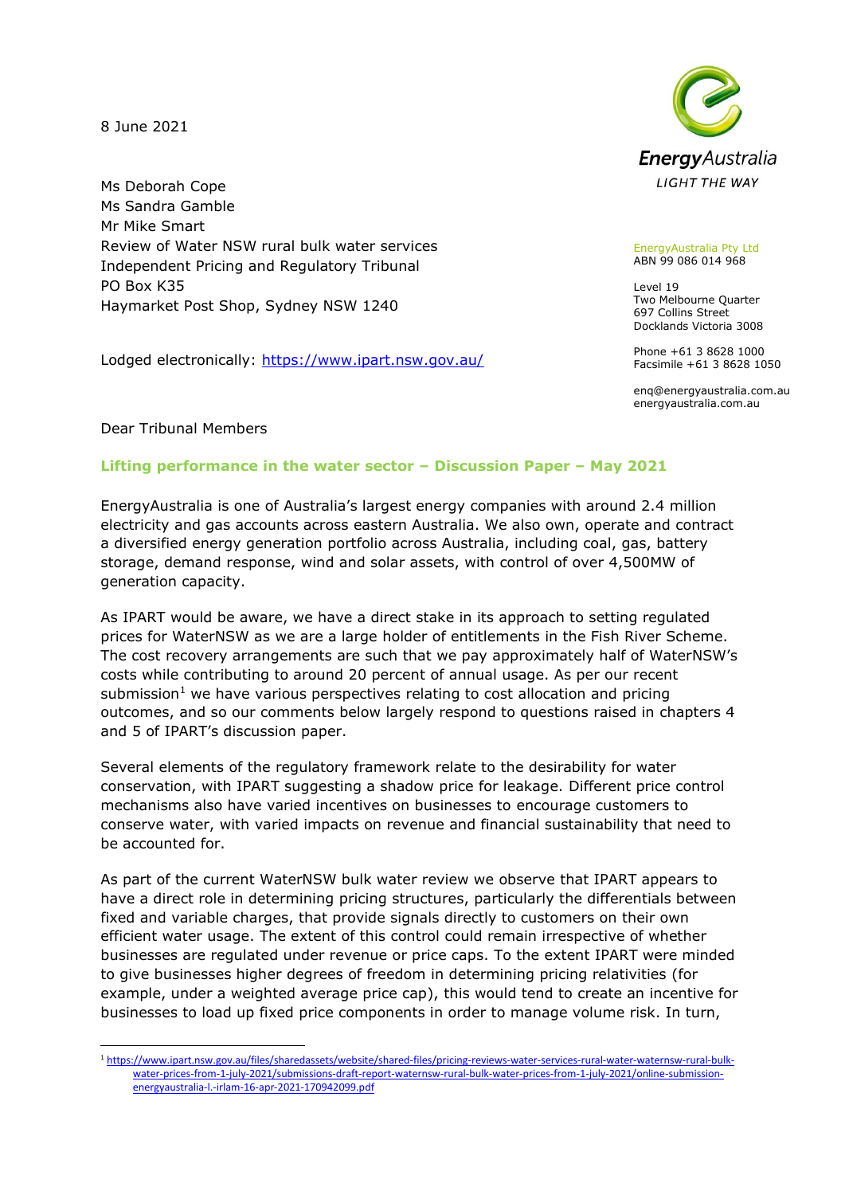8 June 2021

**EnergyAustralia**
*LIGHT THE WAY*

EnergyAustralia Pty Ltd
ABN 99 086 014 968

Level 19
Two Melbourne Quarter
697 Collins Street
Docklands Victoria 3008

Phone +61 3 8628 1000
Facsimile +61 3 8628 1050

enq@energyaustralia.com.au
energyaustralia.com.au

Ms Deborah Cope
Ms Sandra Gamble
Mr Mike Smart
Review of Water NSW rural bulk water services
Independent Pricing and Regulatory Tribunal
PO Box K35
Haymarket Post Shop, Sydney NSW 1240

Lodged electronically: [https://www.ipart.nsw.gov.au/](https://www.ipart.nsw.gov.au/)

Dear Tribunal Members

## Lifting performance in the water sector – Discussion Paper – May 2021

EnergyAustralia is one of Australia's largest energy companies with around 2.4 million electricity and gas accounts across eastern Australia. We also own, operate and contract a diversified energy generation portfolio across Australia, including coal, gas, battery storage, demand response, wind and solar assets, with control of over 4,500MW of generation capacity.

As IPART would be aware, we have a direct stake in its approach to setting regulated prices for WaterNSW as we are a large holder of entitlements in the Fish River Scheme. The cost recovery arrangements are such that we pay approximately half of WaterNSW's costs while contributing to around 20 percent of annual usage. As per our recent submission[1] we have various perspectives relating to cost allocation and pricing outcomes, and so our comments below largely respond to questions raised in chapters 4 and 5 of IPART's discussion paper.

Several elements of the regulatory framework relate to the desirability for water conservation, with IPART suggesting a shadow price for leakage. Different price control mechanisms also have varied incentives on businesses to encourage customers to conserve water, with varied impacts on revenue and financial sustainability that need to be accounted for.

As part of the current WaterNSW bulk water review we observe that IPART appears to have a direct role in determining pricing structures, particularly the differentials between fixed and variable charges, that provide signals directly to customers on their own efficient water usage. The extent of this control could remain irrespective of whether businesses are regulated under revenue or price caps. To the extent IPART were minded to give businesses higher degrees of freedom in determining pricing relativities (for example, under a weighted average price cap), this would tend to create an incentive for businesses to load up fixed price components in order to manage volume risk. In turn,

[1] [https://www.ipart.nsw.gov.au/files/sharedassets/website/shared-files/pricing-reviews-water-services-rural-water-waternsw-rural-bulk-water-prices-from-1-july-2021/submissions-draft-report-waternsw-rural-bulk-water-prices-from-1-july-2021/online-submission-energyaustralia-l.-irlam-16-apr-2021-170942099.pdf](https://www.ipart.nsw.gov.au/files/sharedassets/website/shared-files/pricing-reviews-water-services-rural-water-waternsw-rural-bulk-water-prices-from-1-july-2021/submissions-draft-report-waternsw-rural-bulk-water-prices-from-1-july-2021/online-submission-energyaustralia-l.-irlam-16-apr-2021-170942099.pdf)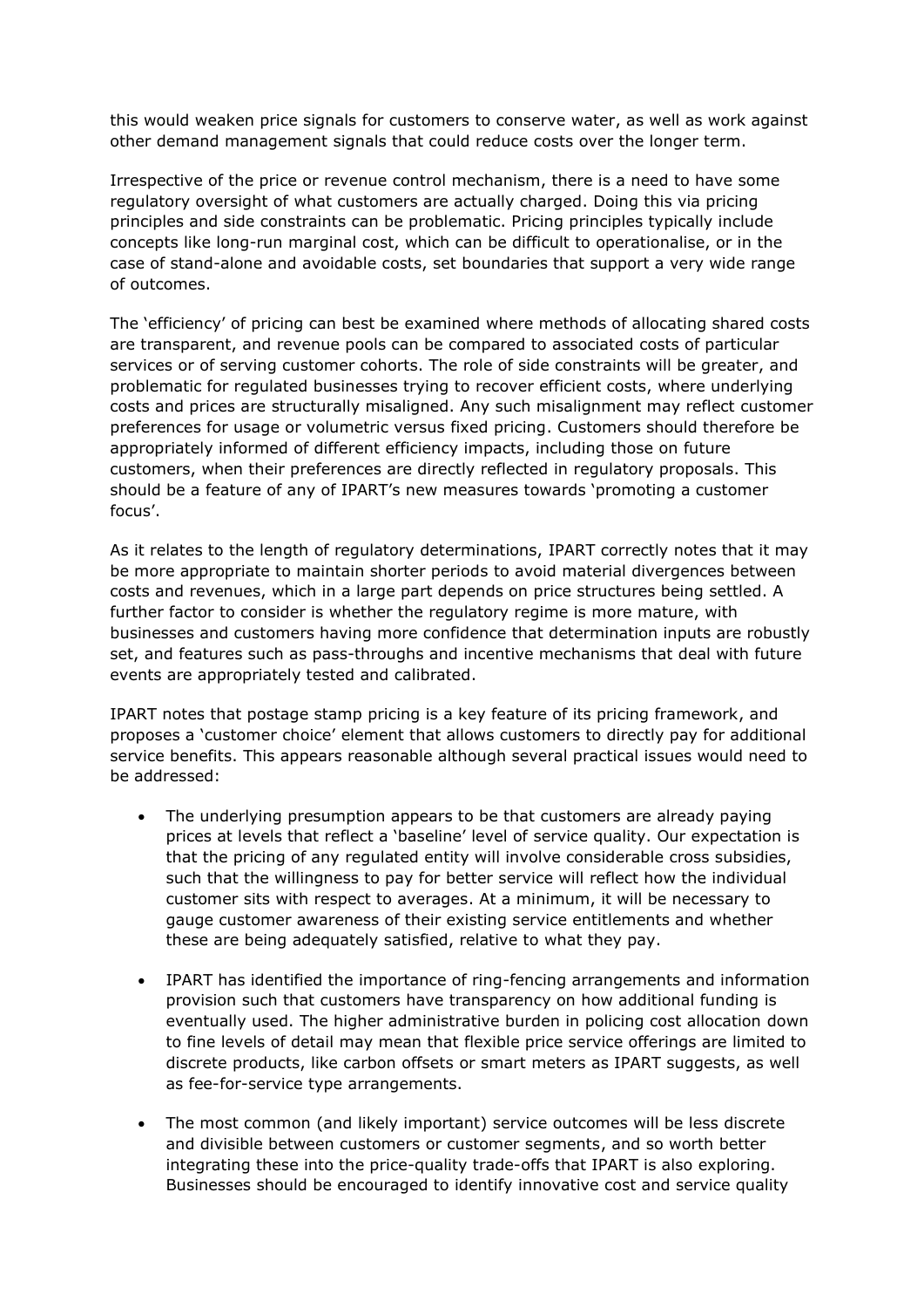this would weaken price signals for customers to conserve water, as well as work against other demand management signals that could reduce costs over the longer term.

Irrespective of the price or revenue control mechanism, there is a need to have some regulatory oversight of what customers are actually charged. Doing this via pricing principles and side constraints can be problematic. Pricing principles typically include concepts like long-run marginal cost, which can be difficult to operationalise, or in the case of stand-alone and avoidable costs, set boundaries that support a very wide range of outcomes.

The 'efficiency' of pricing can best be examined where methods of allocating shared costs are transparent, and revenue pools can be compared to associated costs of particular services or of serving customer cohorts. The role of side constraints will be greater, and problematic for regulated businesses trying to recover efficient costs, where underlying costs and prices are structurally misaligned. Any such misalignment may reflect customer preferences for usage or volumetric versus fixed pricing. Customers should therefore be appropriately informed of different efficiency impacts, including those on future customers, when their preferences are directly reflected in regulatory proposals. This should be a feature of any of IPART's new measures towards 'promoting a customer focus'.

As it relates to the length of regulatory determinations, IPART correctly notes that it may be more appropriate to maintain shorter periods to avoid material divergences between costs and revenues, which in a large part depends on price structures being settled. A further factor to consider is whether the regulatory regime is more mature, with businesses and customers having more confidence that determination inputs are robustly set, and features such as pass-throughs and incentive mechanisms that deal with future events are appropriately tested and calibrated.

IPART notes that postage stamp pricing is a key feature of its pricing framework, and proposes a 'customer choice' element that allows customers to directly pay for additional service benefits. This appears reasonable although several practical issues would need to be addressed:

- The underlying presumption appears to be that customers are already paying prices at levels that reflect a 'baseline' level of service quality. Our expectation is that the pricing of any regulated entity will involve considerable cross subsidies, such that the willingness to pay for better service will reflect how the individual customer sits with respect to averages. At a minimum, it will be necessary to gauge customer awareness of their existing service entitlements and whether these are being adequately satisfied, relative to what they pay.

- IPART has identified the importance of ring-fencing arrangements and information provision such that customers have transparency on how additional funding is eventually used. The higher administrative burden in policing cost allocation down to fine levels of detail may mean that flexible price service offerings are limited to discrete products, like carbon offsets or smart meters as IPART suggests, as well as fee-for-service type arrangements.

- The most common (and likely important) service outcomes will be less discrete and divisible between customers or customer segments, and so worth better integrating these into the price-quality trade-offs that IPART is also exploring. Businesses should be encouraged to identify innovative cost and service quality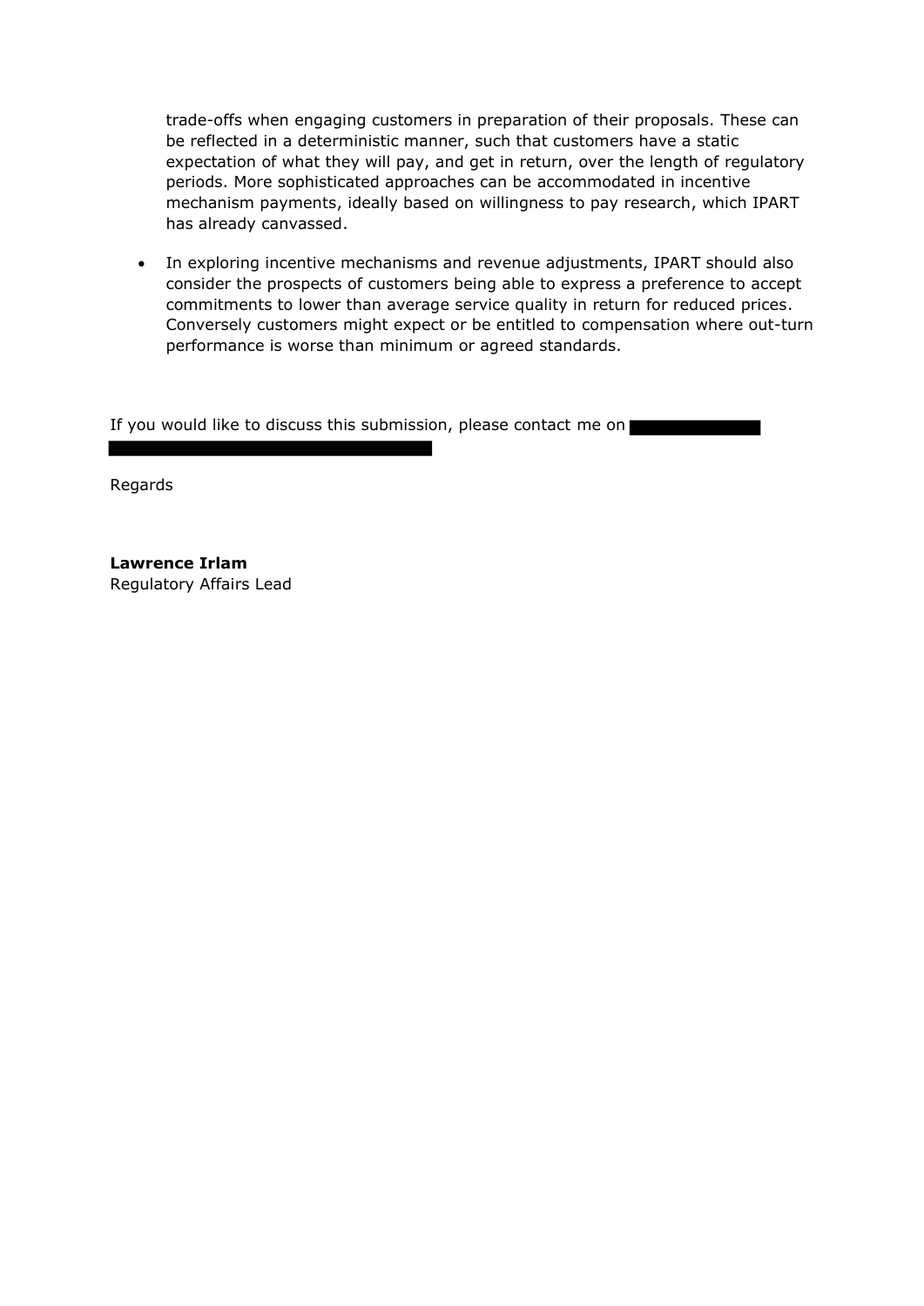trade-offs when engaging customers in preparation of their proposals. These can be reflected in a deterministic manner, such that customers have a static expectation of what they will pay, and get in return, over the length of regulatory periods. More sophisticated approaches can be accommodated in incentive mechanism payments, ideally based on willingness to pay research, which IPART has already canvassed.

- In exploring incentive mechanisms and revenue adjustments, IPART should also consider the prospects of customers being able to express a preference to accept commitments to lower than average service quality in return for reduced prices. Conversely customers might expect or be entitled to compensation where out-turn performance is worse than minimum or agreed standards.

If you would like to discuss this submission, please contact me on

Regards

**Lawrence Irlam**
Regulatory Affairs Lead